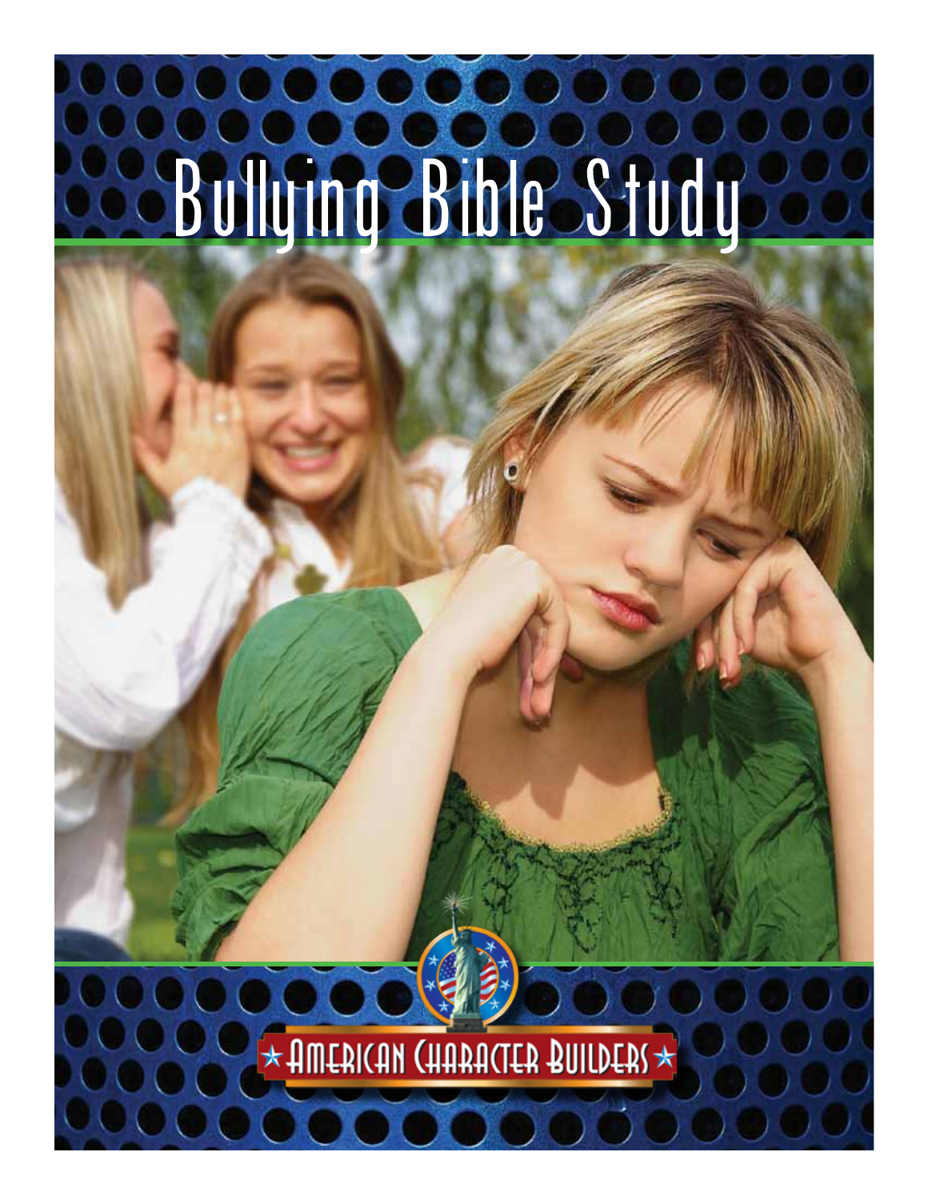# Bullying Bible Study

American Character Builders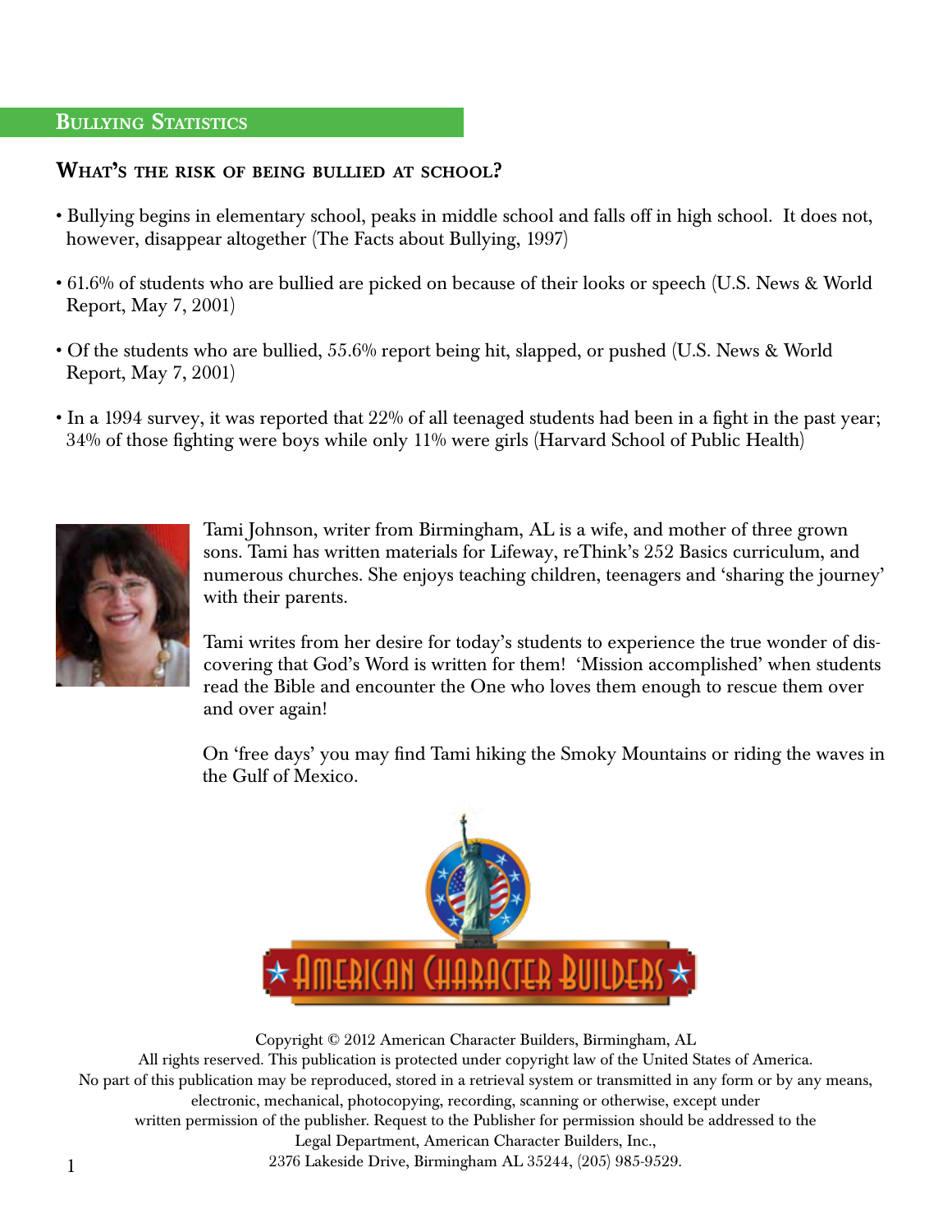## Bullying Statistics

### What's the risk of being bullied at school?

- Bullying begins in elementary school, peaks in middle school and falls off in high school. It does not, however, disappear altogether (The Facts about Bullying, 1997)
- 61.6% of students who are bullied are picked on because of their looks or speech (U.S. News & World Report, May 7, 2001)
- Of the students who are bullied, 55.6% report being hit, slapped, or pushed (U.S. News & World Report, May 7, 2001)
- In a 1994 survey, it was reported that 22% of all teenaged students had been in a fight in the past year; 34% of those fighting were boys while only 11% were girls (Harvard School of Public Health)

Tami Johnson, writer from Birmingham, AL is a wife, and mother of three grown sons. Tami has written materials for Lifeway, reThink's 252 Basics curriculum, and numerous churches. She enjoys teaching children, teenagers and 'sharing the journey' with their parents.

Tami writes from her desire for today's students to experience the true wonder of discovering that God's Word is written for them! 'Mission accomplished' when students read the Bible and encounter the One who loves them enough to rescue them over and over again!

On 'free days' you may find Tami hiking the Smoky Mountains or riding the waves in the Gulf of Mexico.

American Character Builders

Copyright © 2012 American Character Builders, Birmingham, AL
All rights reserved. This publication is protected under copyright law of the United States of America.
No part of this publication may be reproduced, stored in a retrieval system or transmitted in any form or by any means, electronic, mechanical, photocopying, recording, scanning or otherwise, except under written permission of the publisher. Request to the Publisher for permission should be addressed to the Legal Department, American Character Builders, Inc.,
2376 Lakeside Drive, Birmingham AL 35244, (205) 985-9529.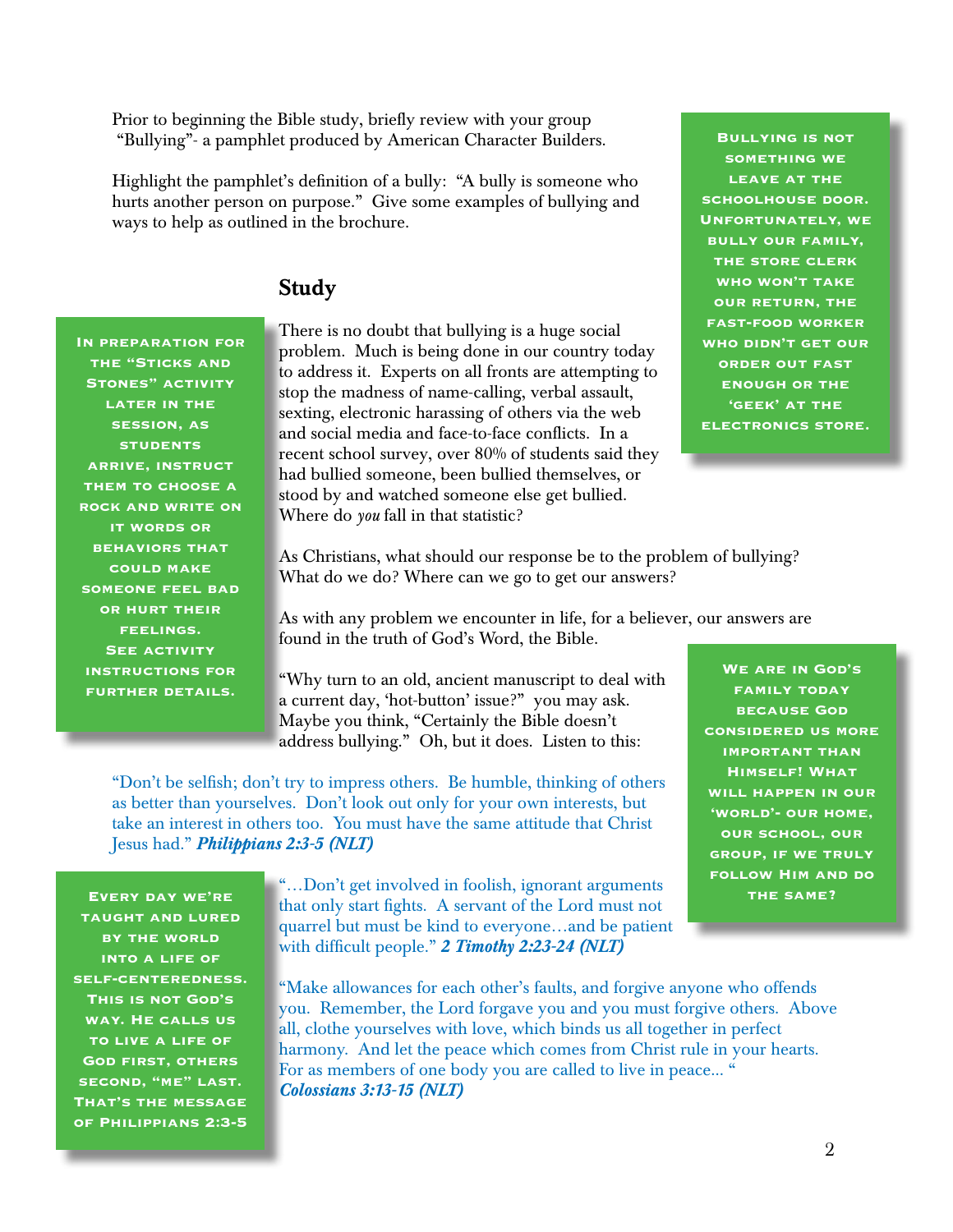Prior to beginning the Bible study, briefly review with your group "Bullying"- a pamphlet produced by American Character Builders.

Highlight the pamphlet's definition of a bully: "A bully is someone who hurts another person on purpose." Give some examples of bullying and ways to help as outlined in the brochure.

**Bullying is not something we leave at the schoolhouse door. Unfortunately, we bully our family, the store clerk who won't take our return, the fast-food worker who didn't get our order out fast enough or the 'geek' at the electronics store.**

## Study

**In preparation for the "Sticks and Stones" activity later in the session, as students arrive, instruct them to choose a rock and write on it words or behaviors that could make someone feel bad or hurt their feelings. See activity instructions for further details.**

There is no doubt that bullying is a huge social problem. Much is being done in our country today to address it. Experts on all fronts are attempting to stop the madness of name-calling, verbal assault, sexting, electronic harassing of others via the web and social media and face-to-face conflicts. In a recent school survey, over 80% of students said they had bullied someone, been bullied themselves, or stood by and watched someone else get bullied. Where do *you* fall in that statistic?

As Christians, what should our response be to the problem of bullying? What do we do? Where can we go to get our answers?

As with any problem we encounter in life, for a believer, our answers are found in the truth of God's Word, the Bible.

"Why turn to an old, ancient manuscript to deal with a current day, 'hot-button' issue?" you may ask. Maybe you think, "Certainly the Bible doesn't address bullying." Oh, but it does. Listen to this:

"Don't be selfish; don't try to impress others. Be humble, thinking of others as better than yourselves. Don't look out only for your own interests, but take an interest in others too. You must have the same attitude that Christ Jesus had." ***Philippians 2:3-5 (NLT)***

**We are in God's family today because God considered us more important than Himself! What will happen in our 'world'- our home, our school, our group, if we truly follow Him and do the same?**

"…Don't get involved in foolish, ignorant arguments that only start fights. A servant of the Lord must not quarrel but must be kind to everyone…and be patient with difficult people." ***2 Timothy 2:23-24 (NLT)***

**Every day we're taught and lured by the world into a life of self-centeredness. This is not God's way. He calls us to live a life of God first, others second, "me" last. That's the message of Philippians 2:3-5**

"Make allowances for each other's faults, and forgive anyone who offends you. Remember, the Lord forgave you and you must forgive others. Above all, clothe yourselves with love, which binds us all together in perfect harmony. And let the peace which comes from Christ rule in your hearts. For as members of one body you are called to live in peace… "
***Colossians 3:13-15 (NLT)***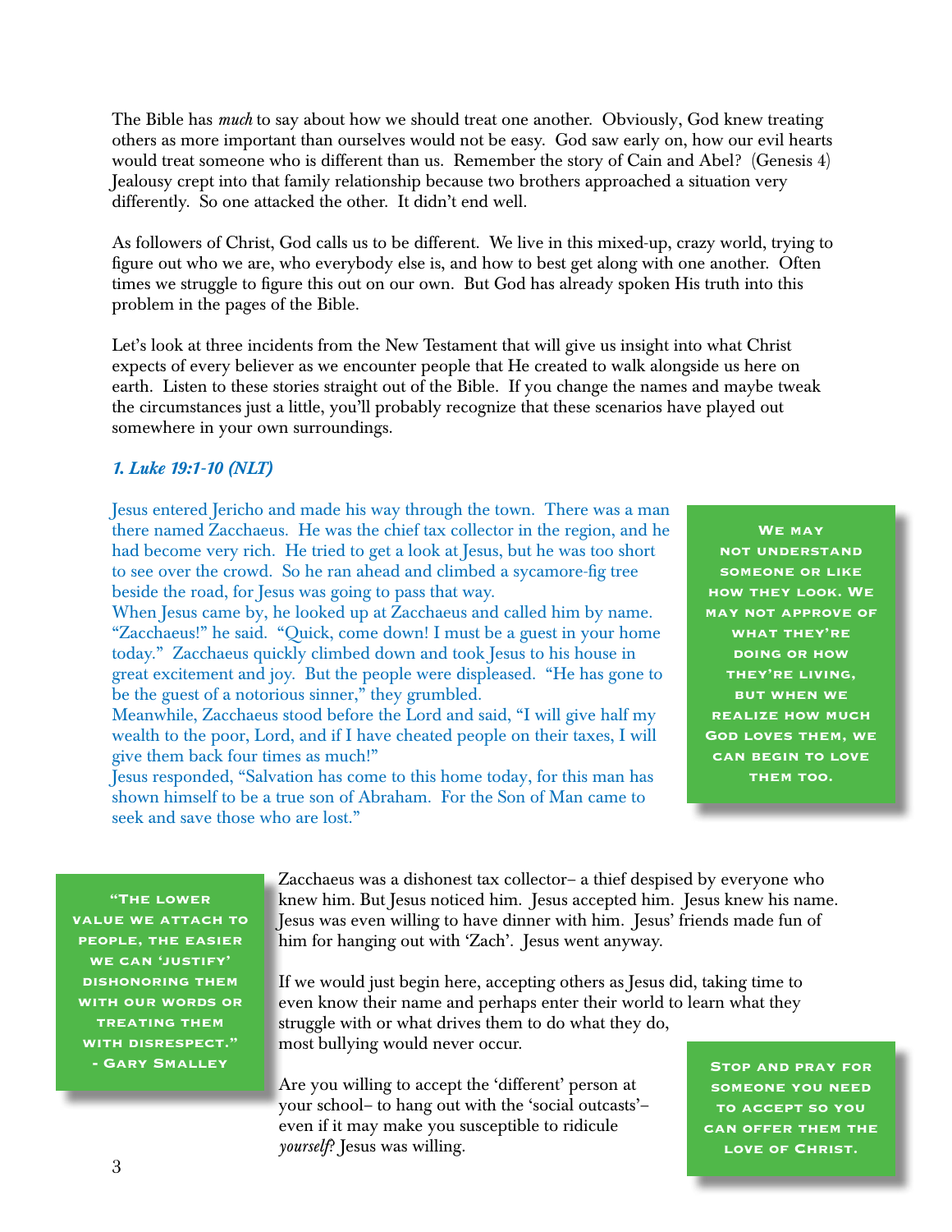The Bible has *much* to say about how we should treat one another. Obviously, God knew treating others as more important than ourselves would not be easy. God saw early on, how our evil hearts would treat someone who is different than us. Remember the story of Cain and Abel? (Genesis 4) Jealousy crept into that family relationship because two brothers approached a situation very differently. So one attacked the other. It didn't end well.

As followers of Christ, God calls us to be different. We live in this mixed-up, crazy world, trying to figure out who we are, who everybody else is, and how to best get along with one another. Often times we struggle to figure this out on our own. But God has already spoken His truth into this problem in the pages of the Bible.

Let's look at three incidents from the New Testament that will give us insight into what Christ expects of every believer as we encounter people that He created to walk alongside us here on earth. Listen to these stories straight out of the Bible. If you change the names and maybe tweak the circumstances just a little, you'll probably recognize that these scenarios have played out somewhere in your own surroundings.

***1. Luke 19:1-10 (NLT)***

Jesus entered Jericho and made his way through the town. There was a man there named Zacchaeus. He was the chief tax collector in the region, and he had become very rich. He tried to get a look at Jesus, but he was too short to see over the crowd. So he ran ahead and climbed a sycamore-fig tree beside the road, for Jesus was going to pass that way.
When Jesus came by, he looked up at Zacchaeus and called him by name. "Zacchaeus!" he said. "Quick, come down! I must be a guest in your home today." Zacchaeus quickly climbed down and took Jesus to his house in great excitement and joy. But the people were displeased. "He has gone to be the guest of a notorious sinner," they grumbled.
Meanwhile, Zacchaeus stood before the Lord and said, "I will give half my wealth to the poor, Lord, and if I have cheated people on their taxes, I will give them back four times as much!"
Jesus responded, "Salvation has come to this home today, for this man has shown himself to be a true son of Abraham. For the Son of Man came to seek and save those who are lost."

> **WE MAY NOT UNDERSTAND SOMEONE OR LIKE HOW THEY LOOK. WE MAY NOT APPROVE OF WHAT THEY'RE DOING OR HOW THEY'RE LIVING, BUT WHEN WE REALIZE HOW MUCH GOD LOVES THEM, WE CAN BEGIN TO LOVE THEM TOO.**

> **"THE LOWER VALUE WE ATTACH TO PEOPLE, THE EASIER WE CAN 'JUSTIFY' DISHONORING THEM WITH OUR WORDS OR TREATING THEM WITH DISRESPECT." - GARY SMALLEY**

Zacchaeus was a dishonest tax collector– a thief despised by everyone who knew him. But Jesus noticed him. Jesus accepted him. Jesus knew his name. Jesus was even willing to have dinner with him. Jesus' friends made fun of him for hanging out with 'Zach'. Jesus went anyway.

If we would just begin here, accepting others as Jesus did, taking time to even know their name and perhaps enter their world to learn what they struggle with or what drives them to do what they do, most bullying would never occur.

Are you willing to accept the 'different' person at your school– to hang out with the 'social outcasts'– even if it may make you susceptible to ridicule *yourself*? Jesus was willing.

> **STOP AND PRAY FOR SOMEONE YOU NEED TO ACCEPT SO YOU CAN OFFER THEM THE LOVE OF CHRIST.**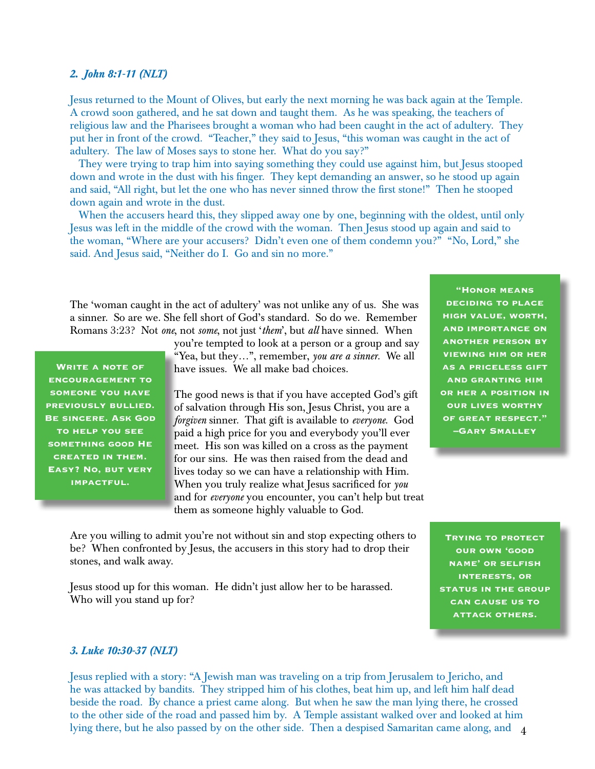### *2. John 8:1-11 (NLT)*

Jesus returned to the Mount of Olives, but early the next morning he was back again at the Temple. A crowd soon gathered, and he sat down and taught them. As he was speaking, the teachers of religious law and the Pharisees brought a woman who had been caught in the act of adultery. They put her in front of the crowd. "Teacher," they said to Jesus, "this woman was caught in the act of adultery. The law of Moses says to stone her. What do you say?"

They were trying to trap him into saying something they could use against him, but Jesus stooped down and wrote in the dust with his finger. They kept demanding an answer, so he stood up again and said, "All right, but let the one who has never sinned throw the first stone!" Then he stooped down again and wrote in the dust.

When the accusers heard this, they slipped away one by one, beginning with the oldest, until only Jesus was left in the middle of the crowd with the woman. Then Jesus stood up again and said to the woman, "Where are your accusers? Didn't even one of them condemn you?" "No, Lord," she said. And Jesus said, "Neither do I. Go and sin no more."

> **"Honor means deciding to place high value, worth, and importance on another person by viewing him or her as a priceless gift and granting him or her a position in our lives worthy of great respect." –Gary Smalley**

The 'woman caught in the act of adultery' was not unlike any of us. She was a sinner. So are we. She fell short of God's standard. So do we. Remember Romans 3:23? Not *one*, not *some*, not just '*them*', but *all* have sinned. When you're tempted to look at a person or a group and say "Yea, but they…", remember, *you are a sinner.* We all have issues. We all make bad choices.

> **Write a note of encouragement to someone you have previously bullied. Be sincere. Ask God to help you see something good He created in them. Easy? No, but very impactful.**

The good news is that if you have accepted God's gift of salvation through His son, Jesus Christ, you are a *forgiven* sinner. That gift is available to *everyone.* God paid a high price for you and everybody you'll ever meet. His son was killed on a cross as the payment for our sins. He was then raised from the dead and lives today so we can have a relationship with Him. When you truly realize what Jesus sacrificed for *you* and for *everyone* you encounter, you can't help but treat them as someone highly valuable to God.

Are you willing to admit you're not without sin and stop expecting others to be? When confronted by Jesus, the accusers in this story had to drop their stones, and walk away.

Jesus stood up for this woman. He didn't just allow her to be harassed. Who will you stand up for?

> **Trying to protect our own 'good name' or selfish interests, or status in the group can cause us to attack others.**

### *3. Luke 10:30-37 (NLT)*

Jesus replied with a story: "A Jewish man was traveling on a trip from Jerusalem to Jericho, and he was attacked by bandits. They stripped him of his clothes, beat him up, and left him half dead beside the road. By chance a priest came along. But when he saw the man lying there, he crossed to the other side of the road and passed him by. A Temple assistant walked over and looked at him lying there, but he also passed by on the other side. Then a despised Samaritan came along, and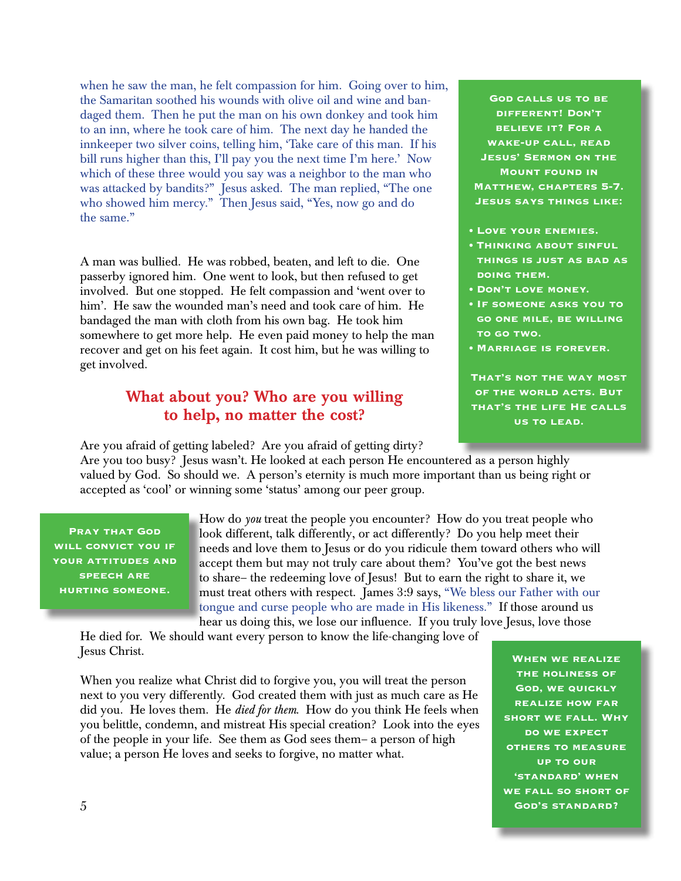when he saw the man, he felt compassion for him. Going over to him, the Samaritan soothed his wounds with olive oil and wine and bandaged them. Then he put the man on his own donkey and took him to an inn, where he took care of him. The next day he handed the innkeeper two silver coins, telling him, 'Take care of this man. If his bill runs higher than this, I'll pay you the next time I'm here.' Now which of these three would you say was a neighbor to the man who was attacked by bandits?" Jesus asked. The man replied, "The one who showed him mercy." Then Jesus said, "Yes, now go and do the same."

> **God calls us to be different! Don't believe it? For a wake-up call, read Jesus' Sermon on the Mount found in Matthew, chapters 5-7. Jesus says things like:**
>
> - **Love your enemies.**
> - **Thinking about sinful things is just as bad as doing them.**
> - **Don't love money.**
> - **If someone asks you to go one mile, be willing to go two.**
> - **Marriage is forever.**
>
> **That's not the way most of the world acts. But that's the life He calls us to lead.**

A man was bullied. He was robbed, beaten, and left to die. One passerby ignored him. One went to look, but then refused to get involved. But one stopped. He felt compassion and 'went over to him'. He saw the wounded man's need and took care of him. He bandaged the man with cloth from his own bag. He took him somewhere to get more help. He even paid money to help the man recover and get on his feet again. It cost him, but he was willing to get involved.

## What about you? Who are you willing to help, no matter the cost?

Are you afraid of getting labeled? Are you afraid of getting dirty? Are you too busy? Jesus wasn't. He looked at each person He encountered as a person highly valued by God. So should we. A person's eternity is much more important than us being right or accepted as 'cool' or winning some 'status' among our peer group.

> **Pray that God will convict you if your attitudes and speech are hurting someone.**

How do *you* treat the people you encounter? How do you treat people who look different, talk differently, or act differently? Do you help meet their needs and love them to Jesus or do you ridicule them toward others who will accept them but may not truly care about them? You've got the best news to share– the redeeming love of Jesus! But to earn the right to share it, we must treat others with respect. James 3:9 says, "We bless our Father with our tongue and curse people who are made in His likeness." If those around us hear us doing this, we lose our influence. If you truly love Jesus, love those He died for. We should want every person to know the life-changing love of Jesus Christ.

When you realize what Christ did to forgive you, you will treat the person next to you very differently. God created them with just as much care as He did you. He loves them. He *died for them*. How do you think He feels when you belittle, condemn, and mistreat His special creation? Look into the eyes of the people in your life. See them as God sees them– a person of high value; a person He loves and seeks to forgive, no matter what.

> **When we realize the holiness of God, we quickly realize how far short we fall. Why do we expect others to measure up to our 'standard' when we fall so short of God's standard?**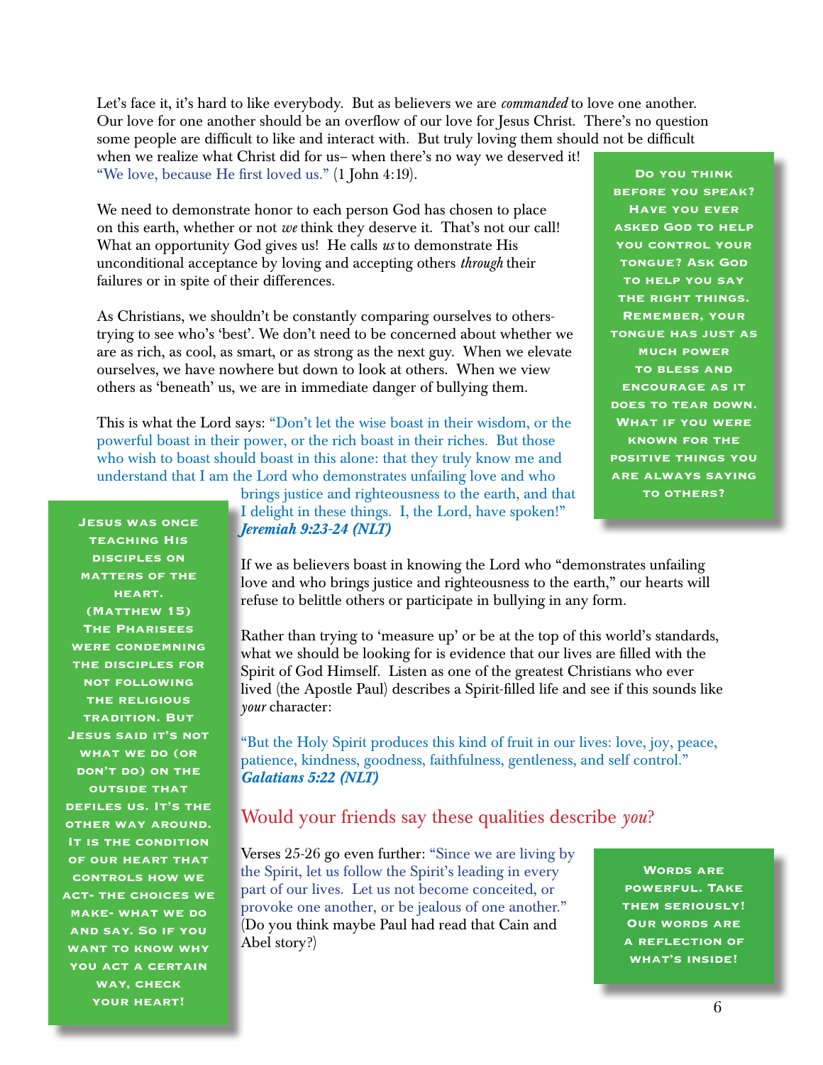Let's face it, it's hard to like everybody. But as believers we are *commanded* to love one another. Our love for one another should be an overflow of our love for Jesus Christ. There's no question some people are difficult to like and interact with. But truly loving them should not be difficult when we realize what Christ did for us– when there's no way we deserved it! "We love, because He first loved us." (1 John 4:19).

We need to demonstrate honor to each person God has chosen to place on this earth, whether or not *we* think they deserve it. That's not our call! What an opportunity God gives us! He calls *us* to demonstrate His unconditional acceptance by loving and accepting others *through* their failures or in spite of their differences.

As Christians, we shouldn't be constantly comparing ourselves to others- trying to see who's 'best'. We don't need to be concerned about whether we are as rich, as cool, as smart, or as strong as the next guy. When we elevate ourselves, we have nowhere but down to look at others. When we view others as 'beneath' us, we are in immediate danger of bullying them.

> **Do you think before you speak? Have you ever asked God to help you control your tongue? Ask God to help you say the right things. Remember, your tongue has just as much power to bless and encourage as it does to tear down. What if you were known for the positive things you are always saying to others?**

This is what the Lord says: "Don't let the wise boast in their wisdom, or the powerful boast in their power, or the rich boast in their riches. But those who wish to boast should boast in this alone: that they truly know me and understand that I am the Lord who demonstrates unfailing love and who brings justice and righteousness to the earth, and that I delight in these things. I, the Lord, have spoken!" ***Jeremiah 9:23-24 (NLT)***

> **Jesus was once teaching His disciples on matters of the heart. (Matthew 15) The Pharisees were condemning the disciples for not following the religious tradition. But Jesus said it's not what we do (or don't do) on the outside that defiles us. It's the other way around. It is the condition of our heart that controls how we act- the choices we make- what we do and say. So if you want to know why you act a certain way, check your heart!**

If we as believers boast in knowing the Lord who "demonstrates unfailing love and who brings justice and righteousness to the earth," our hearts will refuse to belittle others or participate in bullying in any form.

Rather than trying to 'measure up' or be at the top of this world's standards, what we should be looking for is evidence that our lives are filled with the Spirit of God Himself. Listen as one of the greatest Christians who ever lived (the Apostle Paul) describes a Spirit-filled life and see if this sounds like *your* character:

"But the Holy Spirit produces this kind of fruit in our lives: love, joy, peace, patience, kindness, goodness, faithfulness, gentleness, and self control." ***Galatians 5:22 (NLT)***

## Would your friends say these qualities describe *you*?

Verses 25-26 go even further: "Since we are living by the Spirit, let us follow the Spirit's leading in every part of our lives. Let us not become conceited, or provoke one another, or be jealous of one another." (Do you think maybe Paul had read that Cain and Abel story?)

> **Words are powerful. Take them seriously! Our words are a reflection of what's inside!**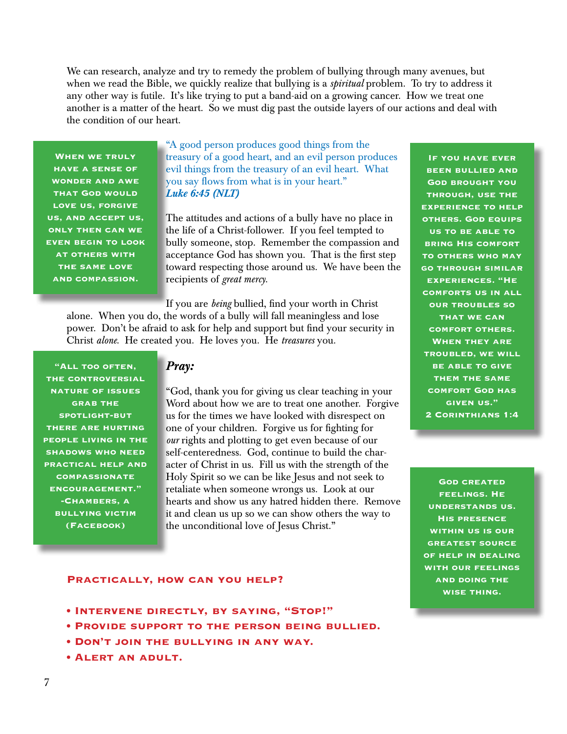We can research, analyze and try to remedy the problem of bullying through many avenues, but when we read the Bible, we quickly realize that bullying is a *spiritual* problem. To try to address it any other way is futile. It's like trying to put a band-aid on a growing cancer. How we treat one another is a matter of the heart. So we must dig past the outside layers of our actions and deal with the condition of our heart.

> When we truly have a sense of wonder and awe that God would love us, forgive us, and accept us, only then can we even begin to look at others with the same love and compassion.

"A good person produces good things from the treasury of a good heart, and an evil person produces evil things from the treasury of an evil heart. What you say flows from what is in your heart."
***Luke 6:45 (NLT)***

The attitudes and actions of a bully have no place in the life of a Christ-follower. If you feel tempted to bully someone, stop. Remember the compassion and acceptance God has shown you. That is the first step toward respecting those around us. We have been the recipients of *great mercy.*

If you are *being* bullied, find your worth in Christ alone. When you do, the words of a bully will fall meaningless and lose power. Don't be afraid to ask for help and support but find your security in Christ *alone.* He created you. He loves you. He *treasures* you.

> If you have ever been bullied and God brought you through, use the experience to help others. God equips us to be able to bring His comfort to others who may go through similar experiences. "He comforts us in all our troubles so that we can comfort others. When they are troubled, we will be able to give them the same comfort God has given us."
> 2 Corinthians 1:4

> "All too often, the controversial nature of issues grab the spotlight-but there are hurting people living in the shadows who need practical help and compassionate encouragement."
> -Chambers, a bullying victim (Facebook)

### *Pray:*

"God, thank you for giving us clear teaching in your Word about how we are to treat one another. Forgive us for the times we have looked with disrespect on one of your children. Forgive us for fighting for *our* rights and plotting to get even because of our self-centeredness. God, continue to build the character of Christ in us. Fill us with the strength of the Holy Spirit so we can be like Jesus and not seek to retaliate when someone wrongs us. Look at our hearts and show us any hatred hidden there. Remove it and clean us up so we can show others the way to the unconditional love of Jesus Christ."

> God created feelings. He understands us. His presence within us is our greatest source of help in dealing with our feelings and doing the wise thing.

### Practically, how can you help?

- Intervene directly, by saying, "Stop!"
- Provide support to the person being bullied.
- Don't join the bullying in any way.
- Alert an adult.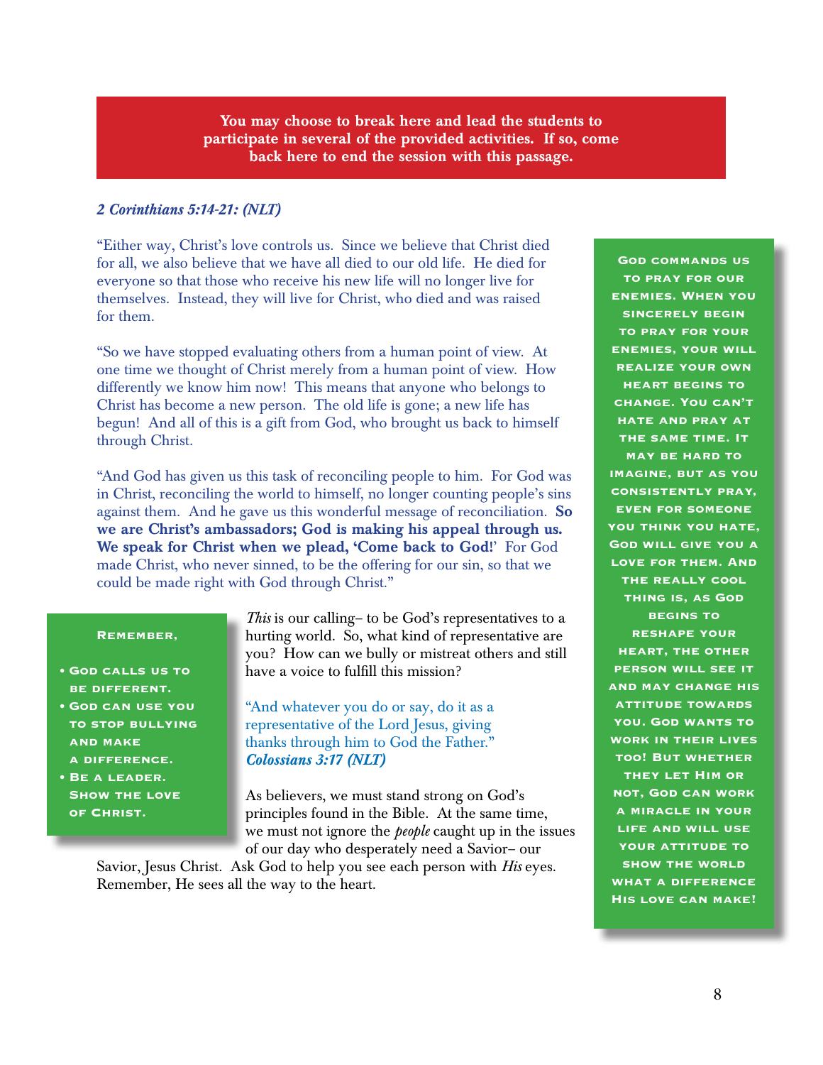**You may choose to break here and lead the students to participate in several of the provided activities. If so, come back here to end the session with this passage.**

***2 Corinthians 5:14-21: (NLT)***

"Either way, Christ's love controls us. Since we believe that Christ died for all, we also believe that we have all died to our old life. He died for everyone so that those who receive his new life will no longer live for themselves. Instead, they will live for Christ, who died and was raised for them.

"So we have stopped evaluating others from a human point of view. At one time we thought of Christ merely from a human point of view. How differently we know him now! This means that anyone who belongs to Christ has become a new person. The old life is gone; a new life has begun! And all of this is a gift from God, who brought us back to himself through Christ.

"And God has given us this task of reconciling people to him. For God was in Christ, reconciling the world to himself, no longer counting people's sins against them. And he gave us this wonderful message of reconciliation. **So we are Christ's ambassadors; God is making his appeal through us. We speak for Christ when we plead, 'Come back to God!'** For God made Christ, who never sinned, to be the offering for our sin, so that we could be made right with God through Christ."

*This* is our calling– to be God's representatives to a hurting world. So, what kind of representative are you? How can we bully or mistreat others and still have a voice to fulfill this mission?

"And whatever you do or say, do it as a representative of the Lord Jesus, giving thanks through him to God the Father." ***Colossians 3:17 (NLT)***

As believers, we must stand strong on God's principles found in the Bible. At the same time, we must not ignore the *people* caught up in the issues of our day who desperately need a Savior– our Savior, Jesus Christ. Ask God to help you see each person with *His* eyes. Remember, He sees all the way to the heart.

**REMEMBER,**

- **GOD CALLS US TO BE DIFFERENT.**
- **GOD CAN USE YOU TO STOP BULLYING AND MAKE A DIFFERENCE.**
- **BE A LEADER. SHOW THE LOVE OF CHRIST.**

**GOD COMMANDS US TO PRAY FOR OUR ENEMIES. WHEN YOU SINCERELY BEGIN TO PRAY FOR YOUR ENEMIES, YOUR WILL REALIZE YOUR OWN HEART BEGINS TO CHANGE. YOU CAN'T HATE AND PRAY AT THE SAME TIME. IT MAY BE HARD TO IMAGINE, BUT AS YOU CONSISTENTLY PRAY, EVEN FOR SOMEONE YOU THINK YOU HATE, GOD WILL GIVE YOU A LOVE FOR THEM. AND THE REALLY COOL THING IS, AS GOD BEGINS TO RESHAPE YOUR HEART, THE OTHER PERSON WILL SEE IT AND MAY CHANGE HIS ATTITUDE TOWARDS YOU. GOD WANTS TO WORK IN THEIR LIVES TOO! BUT WHETHER THEY LET HIM OR NOT, GOD CAN WORK A MIRACLE IN YOUR LIFE AND WILL USE YOUR ATTITUDE TO SHOW THE WORLD WHAT A DIFFERENCE HIS LOVE CAN MAKE!**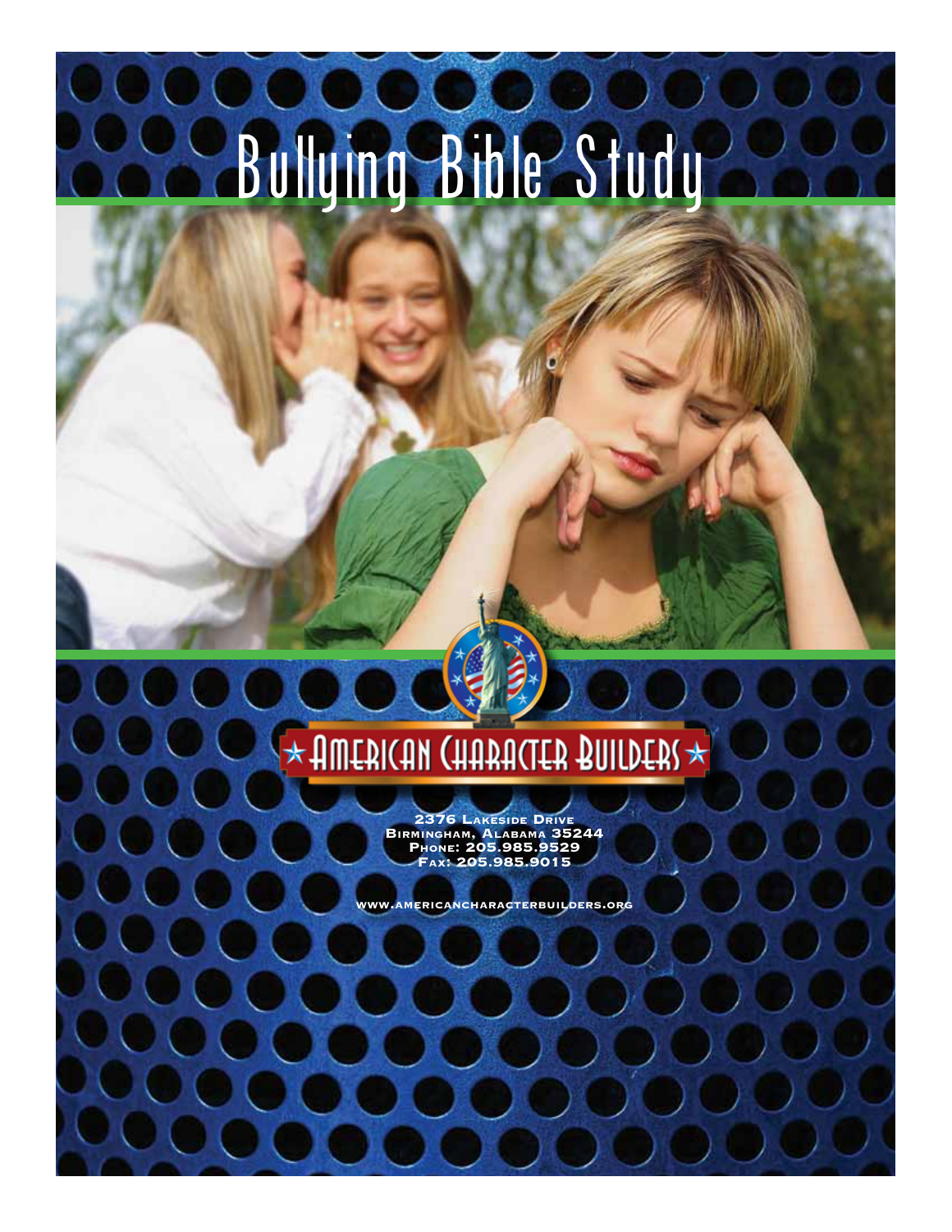# Bullying Bible Study

★ AMERICAN CHARACTER BUILDERS ★

**2376 Lakeside Drive**
**Birmingham, Alabama 35244**
**Phone: 205.985.9529**
**Fax: 205.985.9015**

**www.americancharacterbuilders.org**